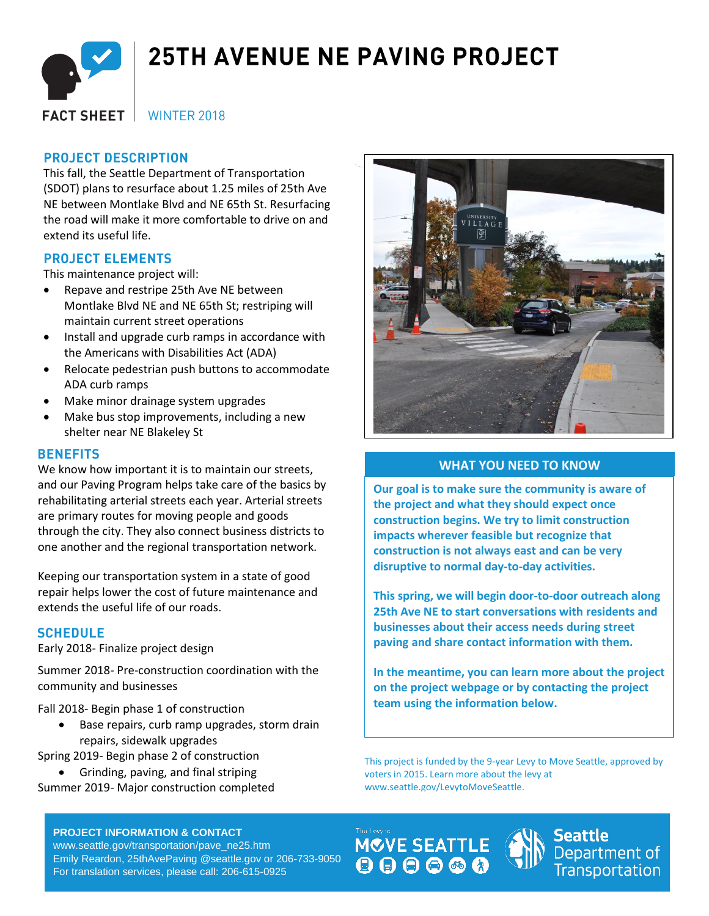# 25TH AVENUE NE PAVING PROJECT

FACT SHEET | WINTER 2018

## PROJECT DESCRIPTION

This fall, the Seattle Department of Transportation (SDOT) plans to resurface about 1.25 miles of 25th Ave NE between Montlake Blvd and NE 65th St. Resurfacing the road will make it more comfortable to drive on and extend its useful life.

## PROJECT ELEMENTS

This maintenance project will:

- Repave and restripe 25th Ave NE between Montlake Blvd NE and NE 65th St; restriping will maintain current street operations
- Install and upgrade curb ramps in accordance with the Americans with Disabilities Act (ADA)
- Relocate pedestrian push buttons to accommodate ADA curb ramps
- Make minor drainage system upgrades
- Make bus stop improvements, including a new shelter near NE Blakeley St

## BENEFITS

We know how important it is to maintain our streets, and our Paving Program helps take care of the basics by rehabilitating arterial streets each year. Arterial streets are primary routes for moving people and goods through the city. They also connect business districts to one another and the regional transportation network.

Keeping our transportation system in a state of good repair helps lower the cost of future maintenance and extends the useful life of our roads.

## SCHEDULE

Early 2018- Finalize project design

Summer 2018- Pre-construction coordination with the community and businesses

Fall 2018- Begin phase 1 of construction

- Base repairs, curb ramp upgrades, storm drain repairs, sidewalk upgrades

Spring 2019- Begin phase 2 of construction

- Grinding, paving, and final striping

Summer 2019- Major construction completed

## WHAT YOU NEED TO KNOW

**Our goal is to make sure the community is aware of the project and what they should expect once construction begins. We try to limit construction impacts wherever feasible but recognize that construction is not always east and can be very disruptive to normal day-to-day activities.**

**This spring, we will begin door-to-door outreach along 25th Ave NE to start conversations with residents and businesses about their access needs during street paving and share contact information with them.**

**In the meantime, you can learn more about the project on the project webpage or by contacting the project team using the information below.**

This project is funded by the 9-year Levy to Move Seattle, approved by voters in 2015. Learn more about the levy at www.seattle.gov/LevytoMoveSeattle.

**PROJECT INFORMATION & CONTACT**
www.seattle.gov/transportation/pave_ne25.htm
Emily Reardon, 25thAvePaving @seattle.gov or 206-733-9050
For translation services, please call: 206-615-0925

The Levy to MOVE SEATTLE

Seattle Department of Transportation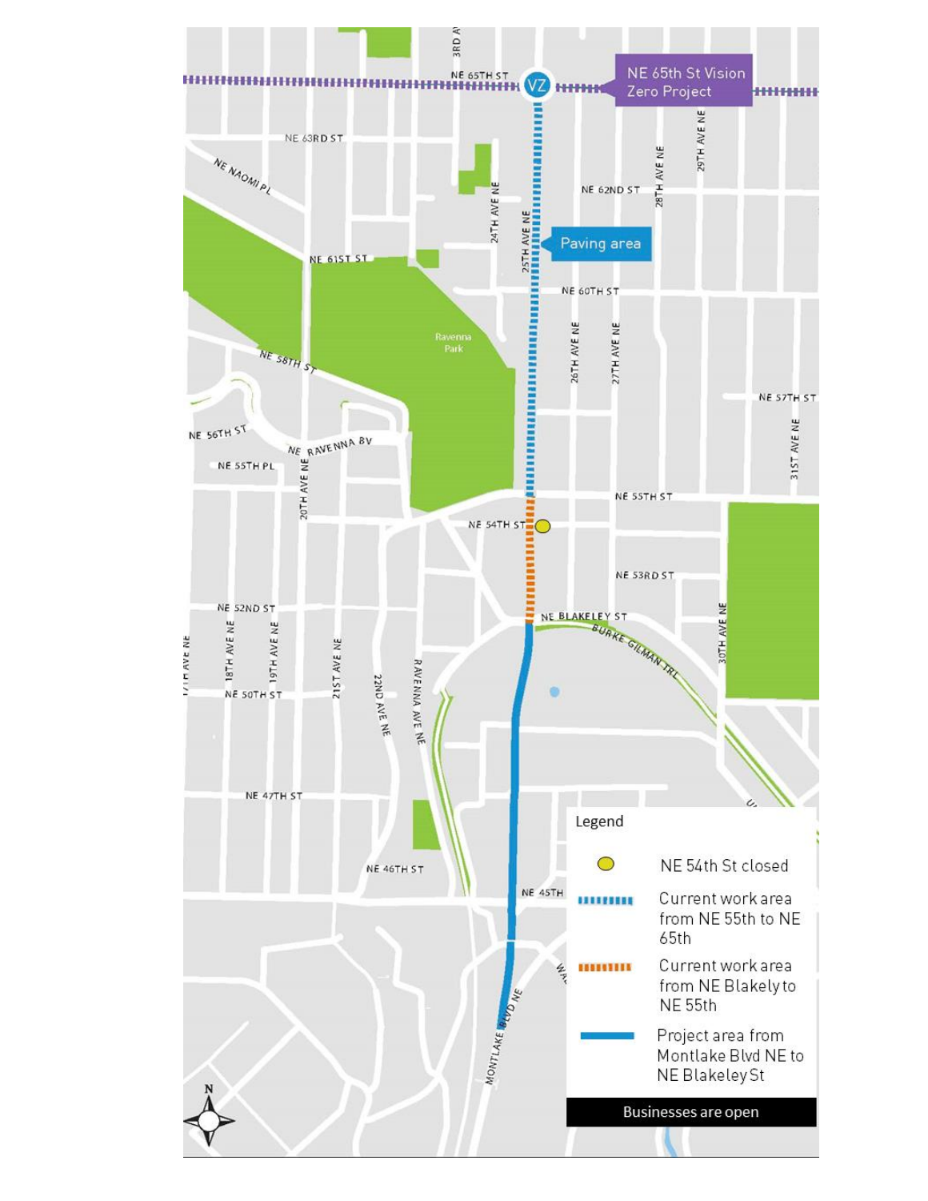NE 65th St Vision Zero Project

VZ

Paving area

NE 65TH ST

3RD AV

NE 63RD ST

NE NAOMI PL

NE 62ND ST

NE 61ST ST

NE 60TH ST

NE 58TH ST

NE 57TH ST

NE 56TH ST

NE 55TH PL

NE RAVENNA BV

NE 55TH ST

NE 54TH ST

NE 53RD ST

NE 52ND ST

NE BLAKELEY ST

BURKE GILMAN TRL

NE 50TH ST

NE 47TH ST

NE 46TH ST

NE 45TH

MONTLAKE BLVD NE

Ravenna Park

17TH AVE NE

18TH AVE NE

19TH AVE NE

20TH AVE NE

21ST AVE NE

22ND AVE NE

RAVENNA AVE NE

24TH AVE NE

25TH AVE NE

26TH AVE NE

27TH AVE NE

28TH AVE NE

29TH AVE NE

30TH AVE NE

31ST AVE NE

N

Legend

NE 54th St closed

Current work area from NE 55th to NE 65th

Current work area from NE Blakely to NE 55th

Project area from Montlake Blvd NE to NE Blakeley St

Businesses are open